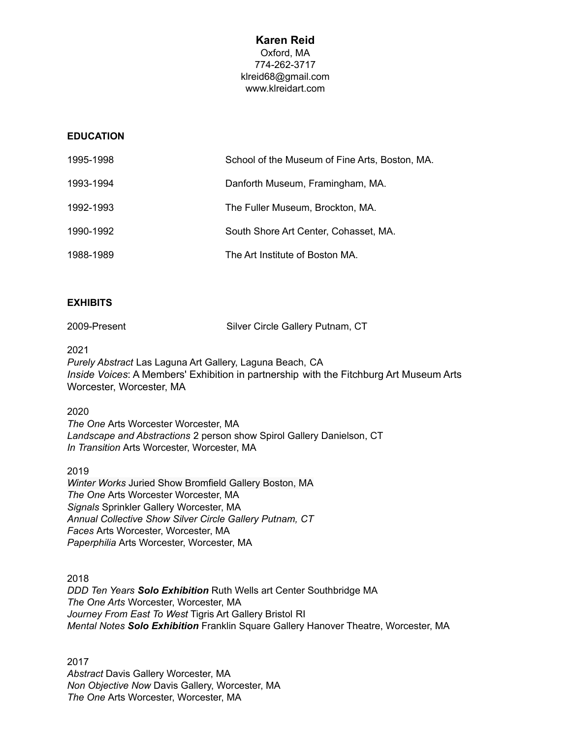# Karen Reid

Oxford, MA
774-262-3717
klreid68@gmail.com
www.klreidart.com

## EDUCATION

| | |
|---|---|
| 1995-1998 | School of the Museum of Fine Arts, Boston, MA. |
| 1993-1994 | Danforth Museum, Framingham, MA. |
| 1992-1993 | The Fuller Museum, Brockton, MA. |
| 1990-1992 | South Shore Art Center, Cohasset, MA. |
| 1988-1989 | The Art Institute of Boston MA. |

## EXHIBITS

2009-Present Silver Circle Gallery Putnam, CT

2021
*Purely Abstract* Las Laguna Art Gallery, Laguna Beach, CA
*Inside Voices*: A Members' Exhibition in partnership with the Fitchburg Art Museum Arts Worcester, Worcester, MA

2020
*The One* Arts Worcester Worcester, MA
*Landscape and Abstractions* 2 person show Spirol Gallery Danielson, CT
*In Transition* Arts Worcester, Worcester, MA

2019
*Winter Works* Juried Show Bromfield Gallery Boston, MA
*The One* Arts Worcester Worcester, MA
*Signals* Sprinkler Gallery Worcester, MA
*Annual Collective Show Silver Circle Gallery Putnam, CT*
*Faces* Arts Worcester, Worcester, MA
*Paperphilia* Arts Worcester, Worcester, MA

2018
*DDD Ten Years* ***Solo Exhibition*** Ruth Wells art Center Southbridge MA
*The One Arts* Worcester, Worcester, MA
*Journey From East To West* Tigris Art Gallery Bristol RI
*Mental Notes* ***Solo Exhibition*** Franklin Square Gallery Hanover Theatre, Worcester, MA

2017
*Abstract* Davis Gallery Worcester, MA
*Non Objective Now* Davis Gallery, Worcester, MA
*The One* Arts Worcester, Worcester, MA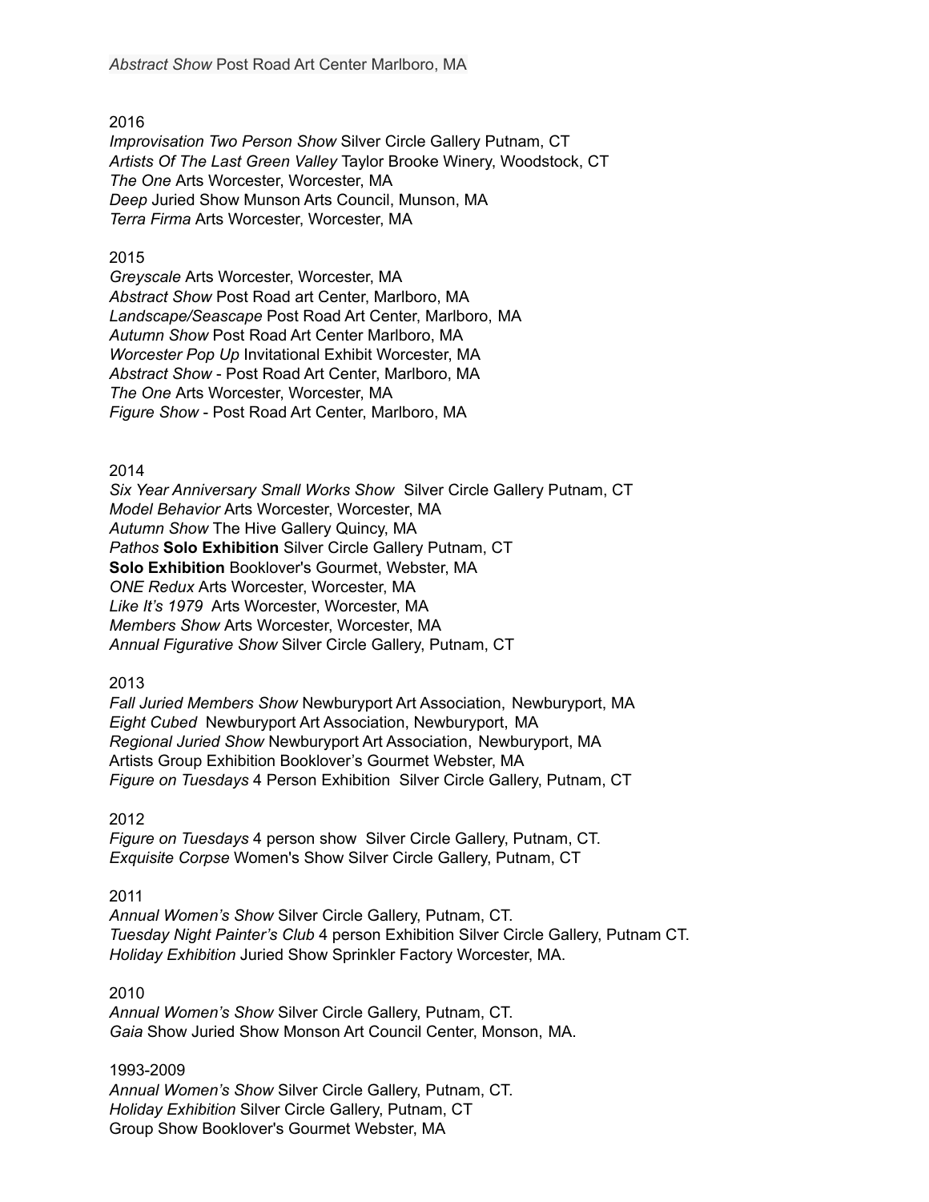*Abstract Show* Post Road Art Center Marlboro, MA

2016
*Improvisation Two Person Show* Silver Circle Gallery Putnam, CT
*Artists Of The Last Green Valley* Taylor Brooke Winery, Woodstock, CT
*The One* Arts Worcester, Worcester, MA
*Deep* Juried Show Munson Arts Council, Munson, MA
*Terra Firma* Arts Worcester, Worcester, MA

2015
*Greyscale* Arts Worcester, Worcester, MA
*Abstract Show* Post Road art Center, Marlboro, MA
*Landscape/Seascape* Post Road Art Center, Marlboro, MA
*Autumn Show* Post Road Art Center Marlboro, MA
*Worcester Pop Up* Invitational Exhibit Worcester, MA
*Abstract Show* - Post Road Art Center, Marlboro, MA
*The One* Arts Worcester, Worcester, MA
*Figure Show* - Post Road Art Center, Marlboro, MA

2014
*Six Year Anniversary Small Works Show* Silver Circle Gallery Putnam, CT
*Model Behavior* Arts Worcester, Worcester, MA
*Autumn Show* The Hive Gallery Quincy, MA
*Pathos* **Solo Exhibition** Silver Circle Gallery Putnam, CT
**Solo Exhibition** Booklover's Gourmet, Webster, MA
*ONE Redux* Arts Worcester, Worcester, MA
*Like It's 1979* Arts Worcester, Worcester, MA
*Members Show* Arts Worcester, Worcester, MA
*Annual Figurative Show* Silver Circle Gallery, Putnam, CT

2013
*Fall Juried Members Show* Newburyport Art Association, Newburyport, MA
*Eight Cubed* Newburyport Art Association, Newburyport, MA
*Regional Juried Show* Newburyport Art Association, Newburyport, MA
Artists Group Exhibition Booklover's Gourmet Webster, MA
*Figure on Tuesdays* 4 Person Exhibition Silver Circle Gallery, Putnam, CT

2012
*Figure on Tuesdays* 4 person show Silver Circle Gallery, Putnam, CT.
*Exquisite Corpse* Women's Show Silver Circle Gallery, Putnam, CT

2011
*Annual Women's Show* Silver Circle Gallery, Putnam, CT.
*Tuesday Night Painter's Club* 4 person Exhibition Silver Circle Gallery, Putnam CT.
*Holiday Exhibition* Juried Show Sprinkler Factory Worcester, MA.

2010
*Annual Women's Show* Silver Circle Gallery, Putnam, CT.
*Gaia* Show Juried Show Monson Art Council Center, Monson, MA.

1993-2009
*Annual Women's Show* Silver Circle Gallery, Putnam, CT.
*Holiday Exhibition* Silver Circle Gallery, Putnam, CT
Group Show Booklover's Gourmet Webster, MA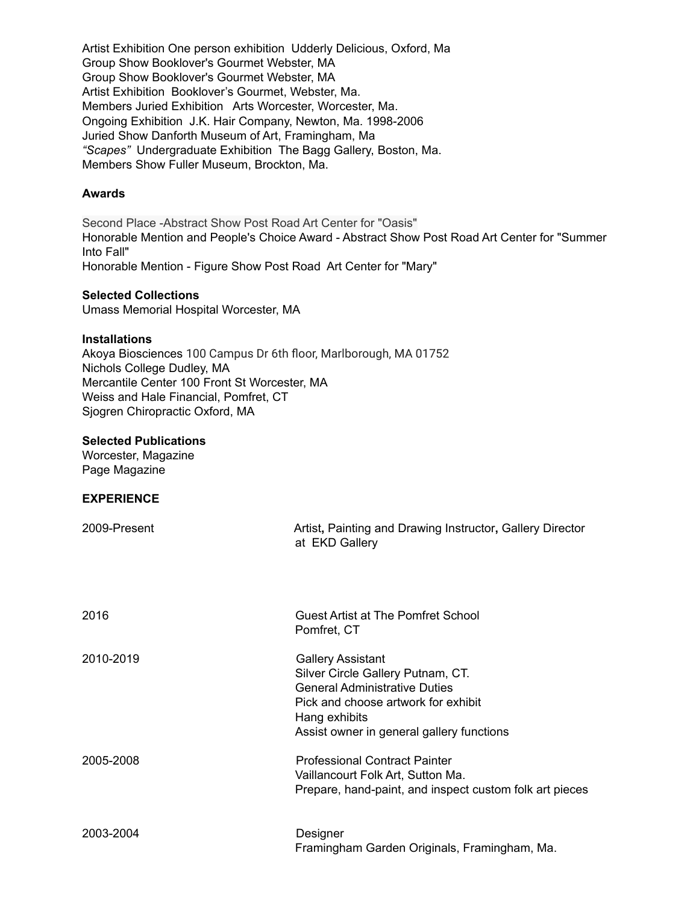Artist Exhibition One person exhibition Udderly Delicious, Oxford, Ma
Group Show Booklover's Gourmet Webster, MA
Group Show Booklover's Gourmet Webster, MA
Artist Exhibition Booklover's Gourmet, Webster, Ma.
Members Juried Exhibition Arts Worcester, Worcester, Ma.
Ongoing Exhibition J.K. Hair Company, Newton, Ma. 1998-2006
Juried Show Danforth Museum of Art, Framingham, Ma
*"Scapes"* Undergraduate Exhibition The Bagg Gallery, Boston, Ma.
Members Show Fuller Museum, Brockton, Ma.

**Awards**

Second Place -Abstract Show Post Road Art Center for "Oasis"
Honorable Mention and People's Choice Award - Abstract Show Post Road Art Center for "Summer Into Fall"
Honorable Mention - Figure Show Post Road Art Center for "Mary"

**Selected Collections**
Umass Memorial Hospital Worcester, MA

**Installations**
Akoya Biosciences 100 Campus Dr 6th floor, Marlborough, MA 01752
Nichols College Dudley, MA
Mercantile Center 100 Front St Worcester, MA
Weiss and Hale Financial, Pomfret, CT
Sjogren Chiropractic Oxford, MA

**Selected Publications**
Worcester, Magazine
Page Magazine

**EXPERIENCE**

2009-Present — Artist**,** Painting and Drawing Instructor**,** Gallery Director at EKD Gallery

2016 — Guest Artist at The Pomfret School
Pomfret, CT

2010-2019 — Gallery Assistant
Silver Circle Gallery Putnam, CT.
General Administrative Duties
Pick and choose artwork for exhibit
Hang exhibits
Assist owner in general gallery functions

2005-2008 — Professional Contract Painter
Vaillancourt Folk Art, Sutton Ma.
Prepare, hand-paint, and inspect custom folk art pieces

2003-2004 — Designer
Framingham Garden Originals, Framingham, Ma.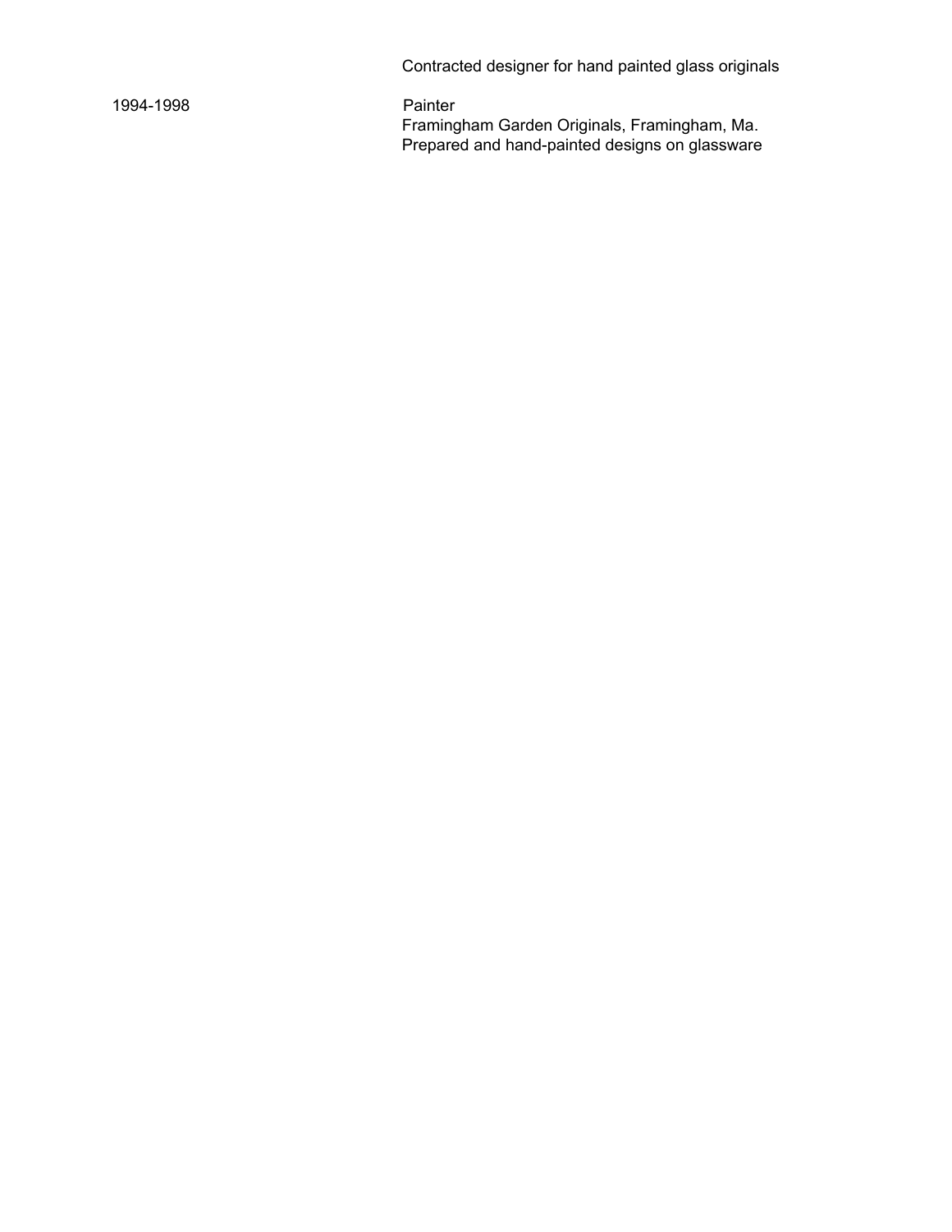Contracted designer for hand painted glass originals

1994-1998 Painter
Framingham Garden Originals, Framingham, Ma.
Prepared and hand-painted designs on glassware